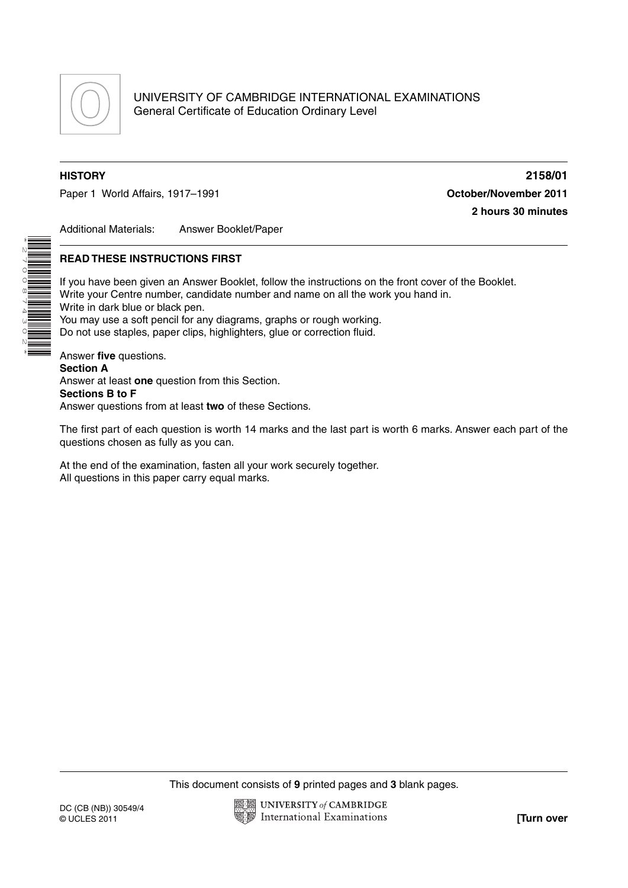UNIVERSITY OF CAMBRIDGE INTERNATIONAL EXAMINATIONS
General Certificate of Education Ordinary Level

**HISTORY** **2158/01**

Paper 1 World Affairs, 1917–1991 **October/November 2011**

**2 hours 30 minutes**

Additional Materials: Answer Booklet/Paper

**READ THESE INSTRUCTIONS FIRST**

If you have been given an Answer Booklet, follow the instructions on the front cover of the Booklet.
Write your Centre number, candidate number and name on all the work you hand in.
Write in dark blue or black pen.
You may use a soft pencil for any diagrams, graphs or rough working.
Do not use staples, paper clips, highlighters, glue or correction fluid.

Answer **five** questions.
**Section A**
Answer at least **one** question from this Section.
**Sections B to F**
Answer questions from at least **two** of these Sections.

The first part of each question is worth 14 marks and the last part is worth 6 marks. Answer each part of the questions chosen as fully as you can.

At the end of the examination, fasten all your work securely together.
All questions in this paper carry equal marks.

This document consists of **9** printed pages and **3** blank pages.

DC (CB (NB)) 30549/4
© UCLES 2011

**[Turn over**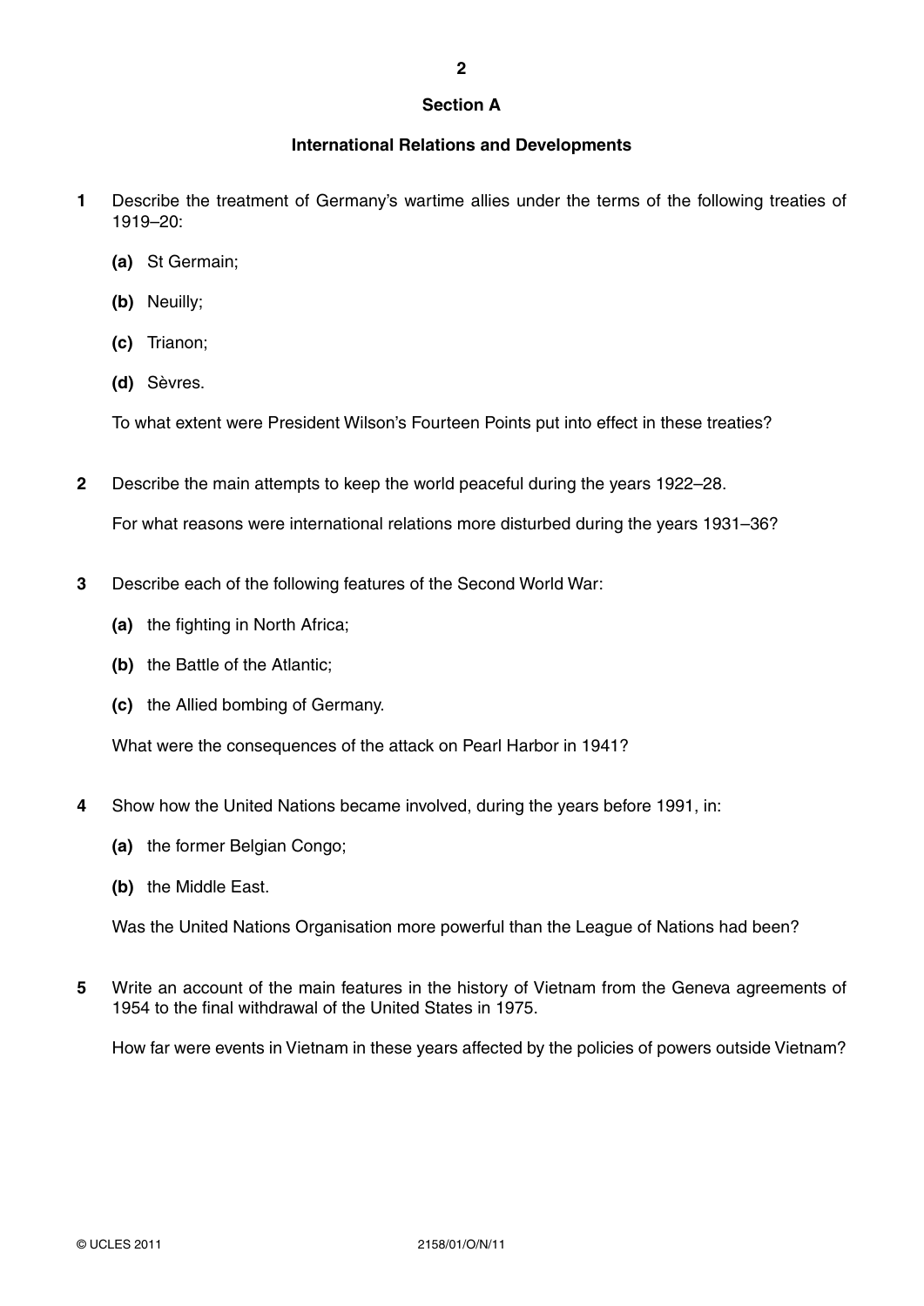## Section A

### International Relations and Developments

**1** Describe the treatment of Germany's wartime allies under the terms of the following treaties of 1919–20:

- **(a)** St Germain;
- **(b)** Neuilly;
- **(c)** Trianon;
- **(d)** Sèvres.

To what extent were President Wilson's Fourteen Points put into effect in these treaties?

**2** Describe the main attempts to keep the world peaceful during the years 1922–28.

For what reasons were international relations more disturbed during the years 1931–36?

**3** Describe each of the following features of the Second World War:

- **(a)** the fighting in North Africa;
- **(b)** the Battle of the Atlantic;
- **(c)** the Allied bombing of Germany.

What were the consequences of the attack on Pearl Harbor in 1941?

**4** Show how the United Nations became involved, during the years before 1991, in:

- **(a)** the former Belgian Congo;
- **(b)** the Middle East.

Was the United Nations Organisation more powerful than the League of Nations had been?

**5** Write an account of the main features in the history of Vietnam from the Geneva agreements of 1954 to the final withdrawal of the United States in 1975.

How far were events in Vietnam in these years affected by the policies of powers outside Vietnam?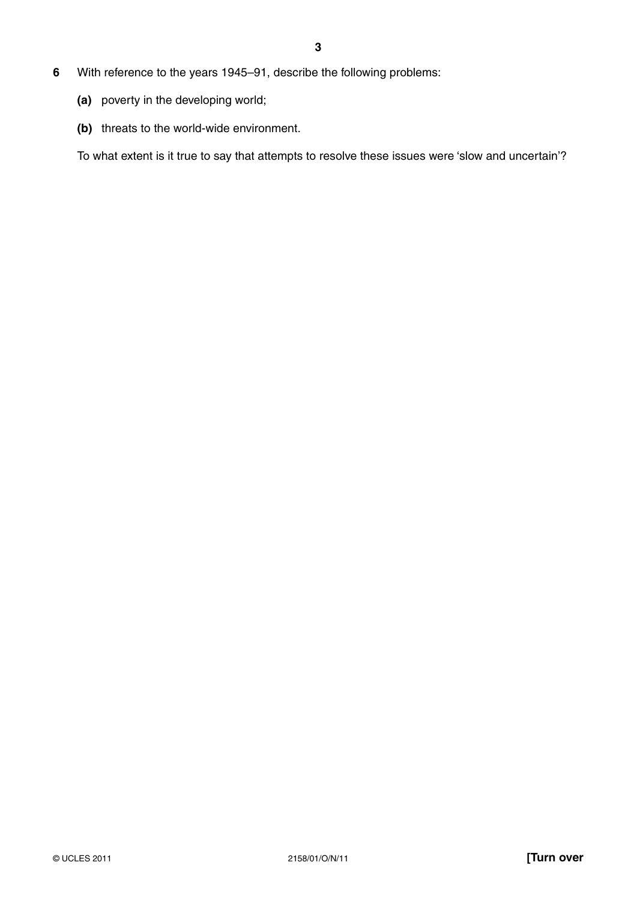**6** With reference to the years 1945–91, describe the following problems:

**(a)** poverty in the developing world;

**(b)** threats to the world-wide environment.

To what extent is it true to say that attempts to resolve these issues were 'slow and uncertain'?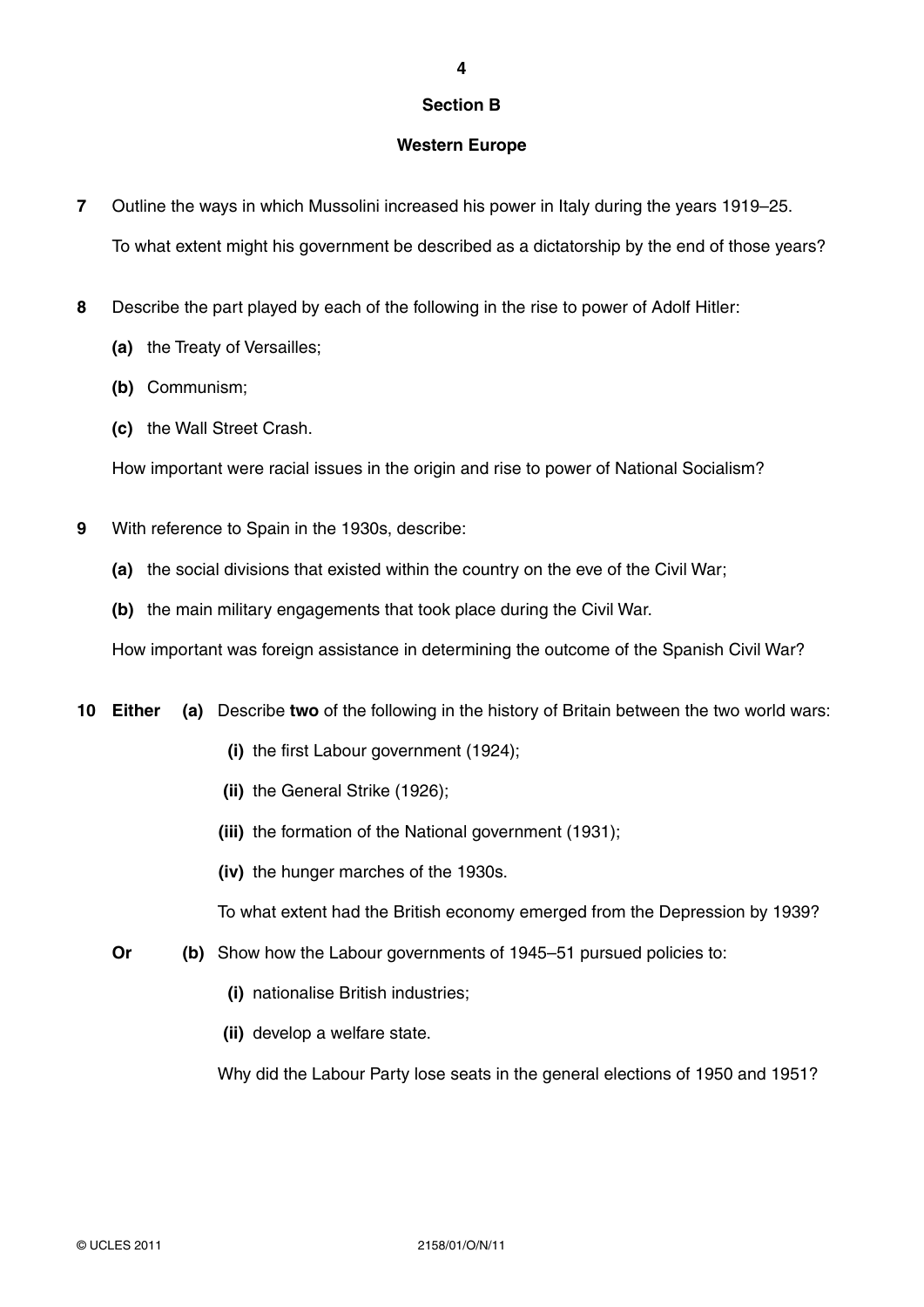## Section B

## Western Europe

**7** Outline the ways in which Mussolini increased his power in Italy during the years 1919–25.

To what extent might his government be described as a dictatorship by the end of those years?

**8** Describe the part played by each of the following in the rise to power of Adolf Hitler:

**(a)** the Treaty of Versailles;

**(b)** Communism;

**(c)** the Wall Street Crash.

How important were racial issues in the origin and rise to power of National Socialism?

**9** With reference to Spain in the 1930s, describe:

**(a)** the social divisions that existed within the country on the eve of the Civil War;

**(b)** the main military engagements that took place during the Civil War.

How important was foreign assistance in determining the outcome of the Spanish Civil War?

**10 Either (a)** Describe **two** of the following in the history of Britain between the two world wars:

**(i)** the first Labour government (1924);

**(ii)** the General Strike (1926);

**(iii)** the formation of the National government (1931);

**(iv)** the hunger marches of the 1930s.

To what extent had the British economy emerged from the Depression by 1939?

**Or (b)** Show how the Labour governments of 1945–51 pursued policies to:

**(i)** nationalise British industries;

**(ii)** develop a welfare state.

Why did the Labour Party lose seats in the general elections of 1950 and 1951?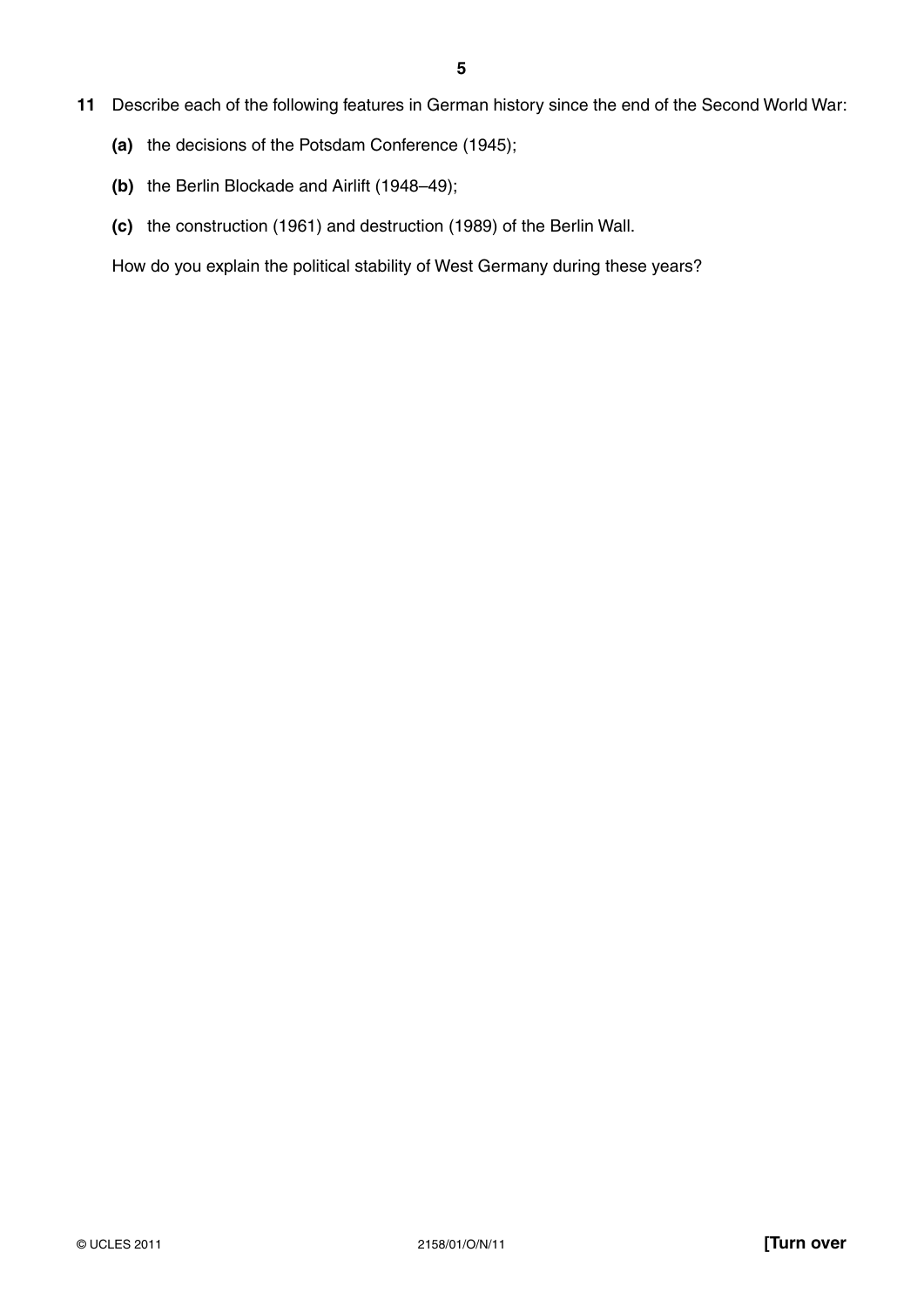11 Describe each of the following features in German history since the end of the Second World War:

   **(a)** the decisions of the Potsdam Conference (1945);

   **(b)** the Berlin Blockade and Airlift (1948–49);

   **(c)** the construction (1961) and destruction (1989) of the Berlin Wall.

   How do you explain the political stability of West Germany during these years?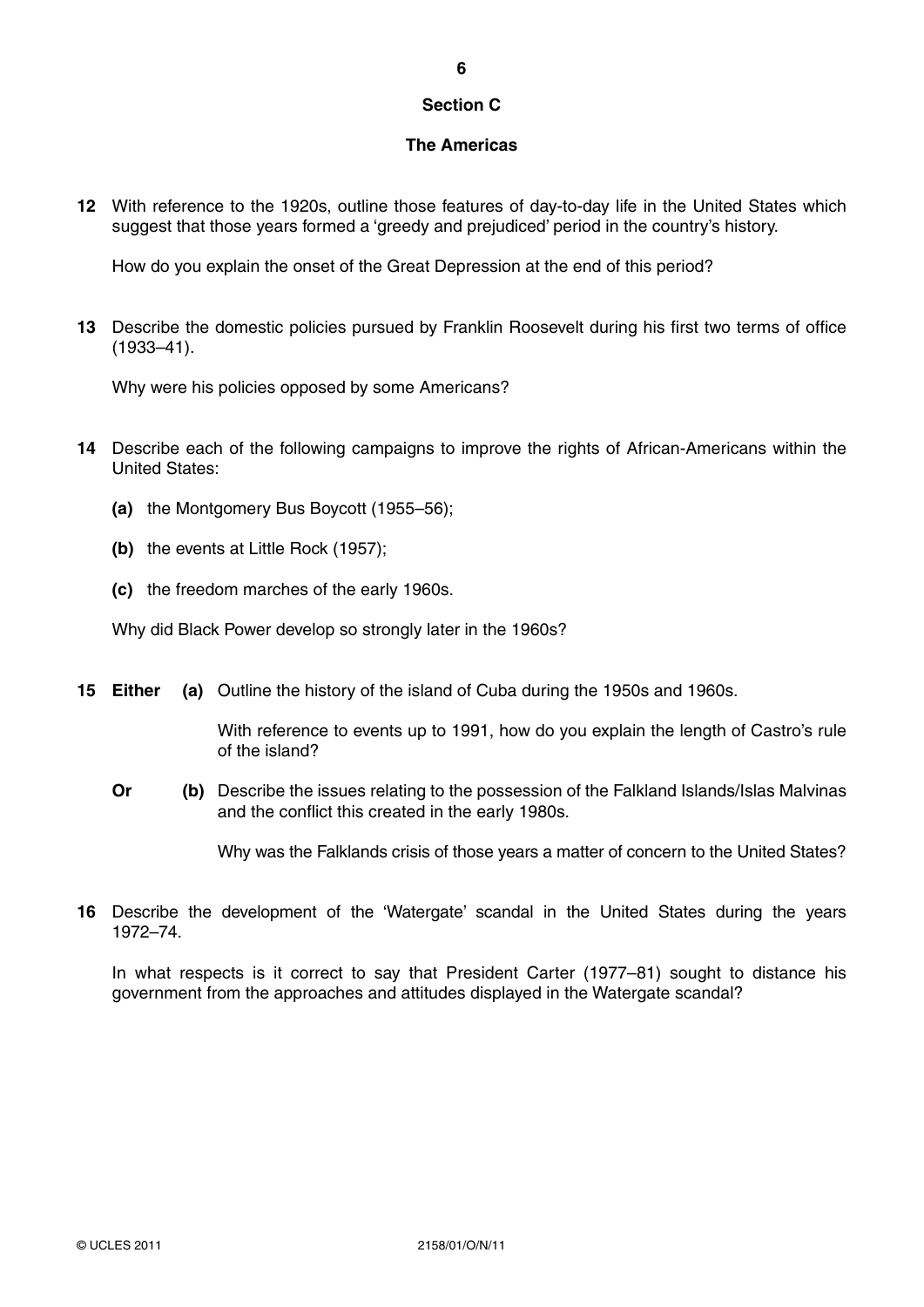## Section C

## The Americas

**12** With reference to the 1920s, outline those features of day-to-day life in the United States which suggest that those years formed a 'greedy and prejudiced' period in the country's history.

How do you explain the onset of the Great Depression at the end of this period?

**13** Describe the domestic policies pursued by Franklin Roosevelt during his first two terms of office (1933–41).

Why were his policies opposed by some Americans?

**14** Describe each of the following campaigns to improve the rights of African-Americans within the United States:

**(a)** the Montgomery Bus Boycott (1955–56);

**(b)** the events at Little Rock (1957);

**(c)** the freedom marches of the early 1960s.

Why did Black Power develop so strongly later in the 1960s?

**15** **Either** **(a)** Outline the history of the island of Cuba during the 1950s and 1960s.

With reference to events up to 1991, how do you explain the length of Castro's rule of the island?

**Or** **(b)** Describe the issues relating to the possession of the Falkland Islands/Islas Malvinas and the conflict this created in the early 1980s.

Why was the Falklands crisis of those years a matter of concern to the United States?

**16** Describe the development of the 'Watergate' scandal in the United States during the years 1972–74.

In what respects is it correct to say that President Carter (1977–81) sought to distance his government from the approaches and attitudes displayed in the Watergate scandal?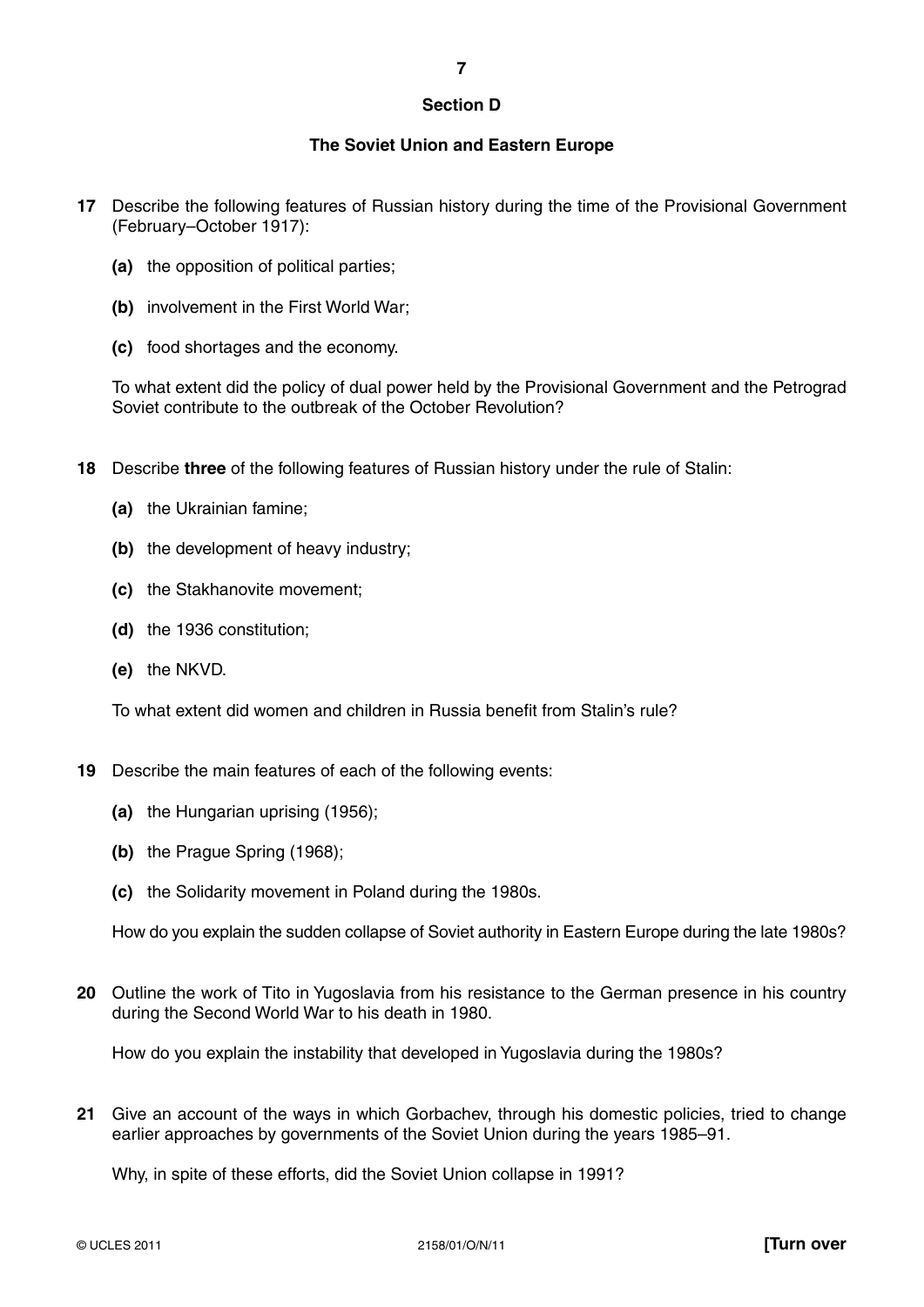## Section D

### The Soviet Union and Eastern Europe

**17** Describe the following features of Russian history during the time of the Provisional Government (February–October 1917):

- **(a)** the opposition of political parties;
- **(b)** involvement in the First World War;
- **(c)** food shortages and the economy.

To what extent did the policy of dual power held by the Provisional Government and the Petrograd Soviet contribute to the outbreak of the October Revolution?

**18** Describe **three** of the following features of Russian history under the rule of Stalin:

- **(a)** the Ukrainian famine;
- **(b)** the development of heavy industry;
- **(c)** the Stakhanovite movement;
- **(d)** the 1936 constitution;
- **(e)** the NKVD.

To what extent did women and children in Russia benefit from Stalin's rule?

**19** Describe the main features of each of the following events:

- **(a)** the Hungarian uprising (1956);
- **(b)** the Prague Spring (1968);
- **(c)** the Solidarity movement in Poland during the 1980s.

How do you explain the sudden collapse of Soviet authority in Eastern Europe during the late 1980s?

**20** Outline the work of Tito in Yugoslavia from his resistance to the German presence in his country during the Second World War to his death in 1980.

How do you explain the instability that developed in Yugoslavia during the 1980s?

**21** Give an account of the ways in which Gorbachev, through his domestic policies, tried to change earlier approaches by governments of the Soviet Union during the years 1985–91.

Why, in spite of these efforts, did the Soviet Union collapse in 1991?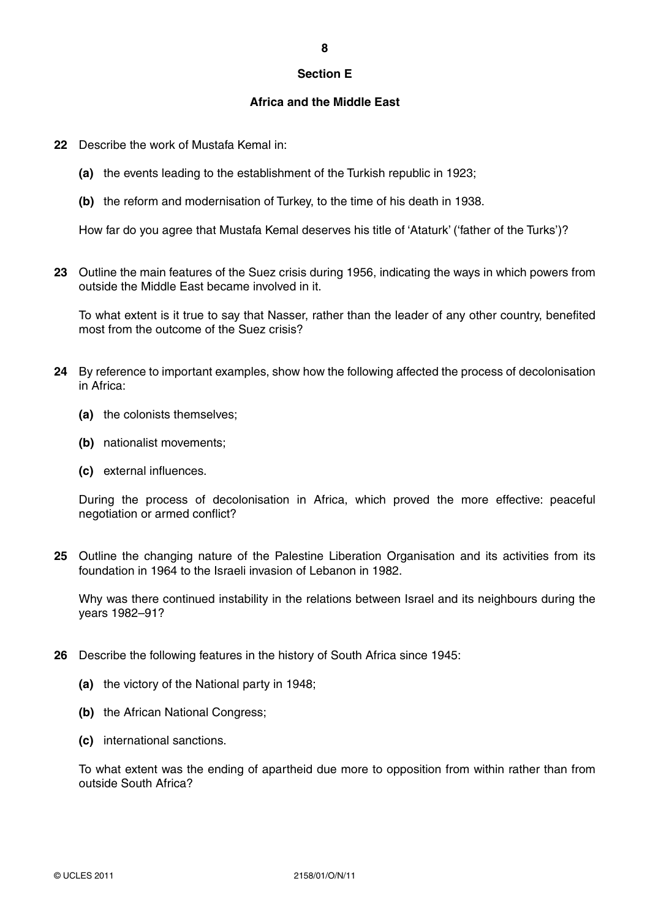## Section E

## Africa and the Middle East

**22** Describe the work of Mustafa Kemal in:

**(a)** the events leading to the establishment of the Turkish republic in 1923;

**(b)** the reform and modernisation of Turkey, to the time of his death in 1938.

How far do you agree that Mustafa Kemal deserves his title of 'Ataturk' ('father of the Turks')?

**23** Outline the main features of the Suez crisis during 1956, indicating the ways in which powers from outside the Middle East became involved in it.

To what extent is it true to say that Nasser, rather than the leader of any other country, benefited most from the outcome of the Suez crisis?

**24** By reference to important examples, show how the following affected the process of decolonisation in Africa:

**(a)** the colonists themselves;

**(b)** nationalist movements;

**(c)** external influences.

During the process of decolonisation in Africa, which proved the more effective: peaceful negotiation or armed conflict?

**25** Outline the changing nature of the Palestine Liberation Organisation and its activities from its foundation in 1964 to the Israeli invasion of Lebanon in 1982.

Why was there continued instability in the relations between Israel and its neighbours during the years 1982–91?

**26** Describe the following features in the history of South Africa since 1945:

**(a)** the victory of the National party in 1948;

**(b)** the African National Congress;

**(c)** international sanctions.

To what extent was the ending of apartheid due more to opposition from within rather than from outside South Africa?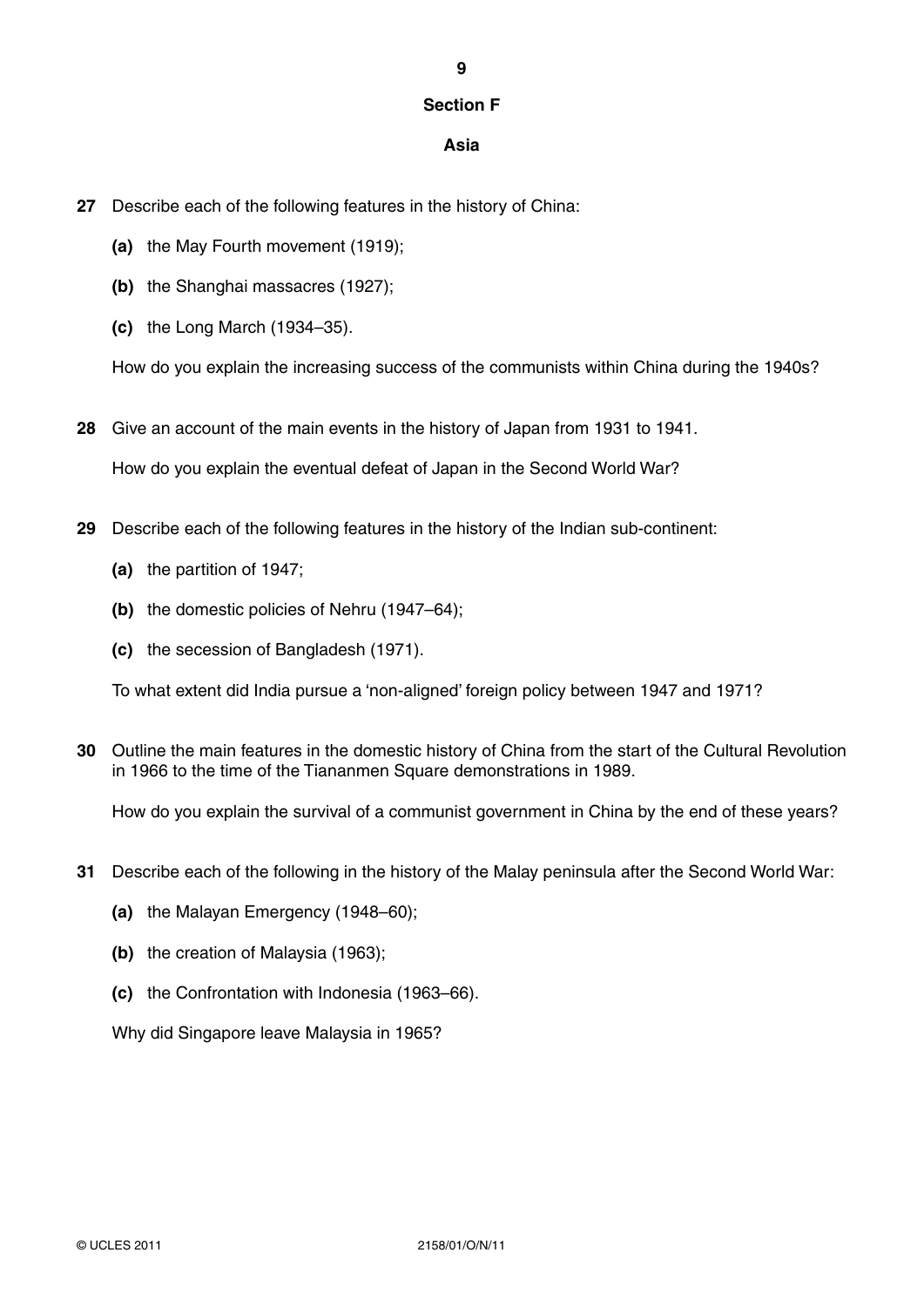## Section F

## Asia

**27** Describe each of the following features in the history of China:

**(a)** the May Fourth movement (1919);

**(b)** the Shanghai massacres (1927);

**(c)** the Long March (1934–35).

How do you explain the increasing success of the communists within China during the 1940s?

**28** Give an account of the main events in the history of Japan from 1931 to 1941.

How do you explain the eventual defeat of Japan in the Second World War?

**29** Describe each of the following features in the history of the Indian sub-continent:

**(a)** the partition of 1947;

**(b)** the domestic policies of Nehru (1947–64);

**(c)** the secession of Bangladesh (1971).

To what extent did India pursue a 'non-aligned' foreign policy between 1947 and 1971?

**30** Outline the main features in the domestic history of China from the start of the Cultural Revolution in 1966 to the time of the Tiananmen Square demonstrations in 1989.

How do you explain the survival of a communist government in China by the end of these years?

**31** Describe each of the following in the history of the Malay peninsula after the Second World War:

**(a)** the Malayan Emergency (1948–60);

**(b)** the creation of Malaysia (1963);

**(c)** the Confrontation with Indonesia (1963–66).

Why did Singapore leave Malaysia in 1965?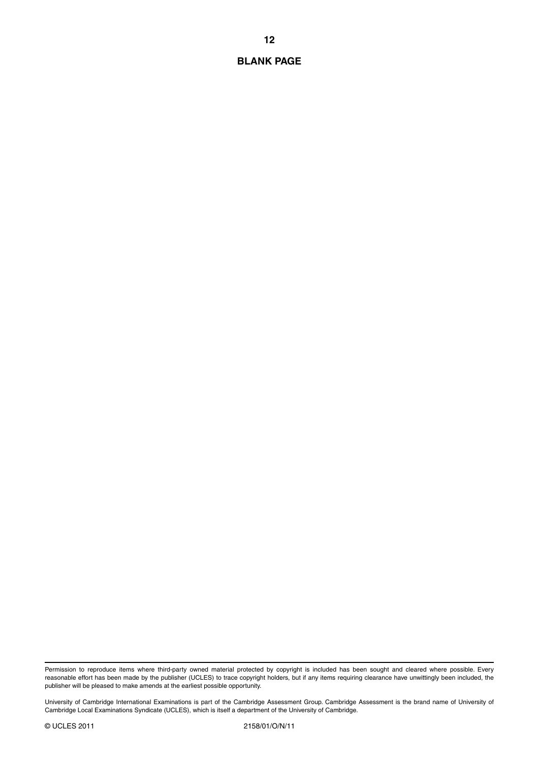**BLANK PAGE**

Permission to reproduce items where third-party owned material protected by copyright is included has been sought and cleared where possible. Every reasonable effort has been made by the publisher (UCLES) to trace copyright holders, but if any items requiring clearance have unwittingly been included, the publisher will be pleased to make amends at the earliest possible opportunity.

University of Cambridge International Examinations is part of the Cambridge Assessment Group. Cambridge Assessment is the brand name of University of Cambridge Local Examinations Syndicate (UCLES), which is itself a department of the University of Cambridge.

© UCLES 2011 2158/01/O/N/11